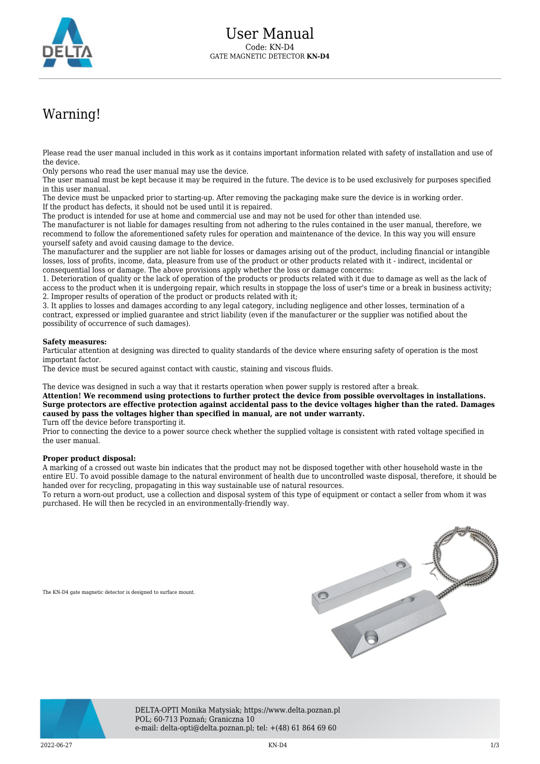# User Manual

Code: KN-D4

GATE MAGNETIC DETECTOR **KN-D4**

## Warning!

Please read the user manual included in this work as it contains important information related with safety of installation and use of the device.
Only persons who read the user manual may use the device.
The user manual must be kept because it may be required in the future. The device is to be used exclusively for purposes specified in this user manual.
The device must be unpacked prior to starting-up. After removing the packaging make sure the device is in working order.
If the product has defects, it should not be used until it is repaired.
The product is intended for use at home and commercial use and may not be used for other than intended use.
The manufacturer is not liable for damages resulting from not adhering to the rules contained in the user manual, therefore, we recommend to follow the aforementioned safety rules for operation and maintenance of the device. In this way you will ensure yourself safety and avoid causing damage to the device.
The manufacturer and the supplier are not liable for losses or damages arising out of the product, including financial or intangible losses, loss of profits, income, data, pleasure from use of the product or other products related with it - indirect, incidental or consequential loss or damage. The above provisions apply whether the loss or damage concerns:
1. Deterioration of quality or the lack of operation of the products or products related with it due to damage as well as the lack of access to the product when it is undergoing repair, which results in stoppage the loss of user's time or a break in business activity;
2. Improper results of operation of the product or products related with it;
3. It applies to losses and damages according to any legal category, including negligence and other losses, termination of a contract, expressed or implied guarantee and strict liability (even if the manufacturer or the supplier was notified about the possibility of occurrence of such damages).

**Safety measures:**
Particular attention at designing was directed to quality standards of the device where ensuring safety of operation is the most important factor.
The device must be secured against contact with caustic, staining and viscous fluids.

The device was designed in such a way that it restarts operation when power supply is restored after a break.
**Attention! We recommend using protections to further protect the device from possible overvoltages in installations. Surge protectors are effective protection against accidental pass to the device voltages higher than the rated. Damages caused by pass the voltages higher than specified in manual, are not under warranty.**
Turn off the device before transporting it.
Prior to connecting the device to a power source check whether the supplied voltage is consistent with rated voltage specified in the user manual.

**Proper product disposal:**
A marking of a crossed out waste bin indicates that the product may not be disposed together with other household waste in the entire EU. To avoid possible damage to the natural environment of health due to uncontrolled waste disposal, therefore, it should be handed over for recycling, propagating in this way sustainable use of natural resources.
To return a worn-out product, use a collection and disposal system of this type of equipment or contact a seller from whom it was purchased. He will then be recycled in an environmentally-friendly way.

The KN-D4 gate magnetic detector is designed to surface mount.

DELTA-OPTI Monika Matysiak; https://www.delta.poznan.pl
POL; 60-713 Poznań; Graniczna 10
e-mail: delta-opti@delta.poznan.pl; tel: +(48) 61 864 69 60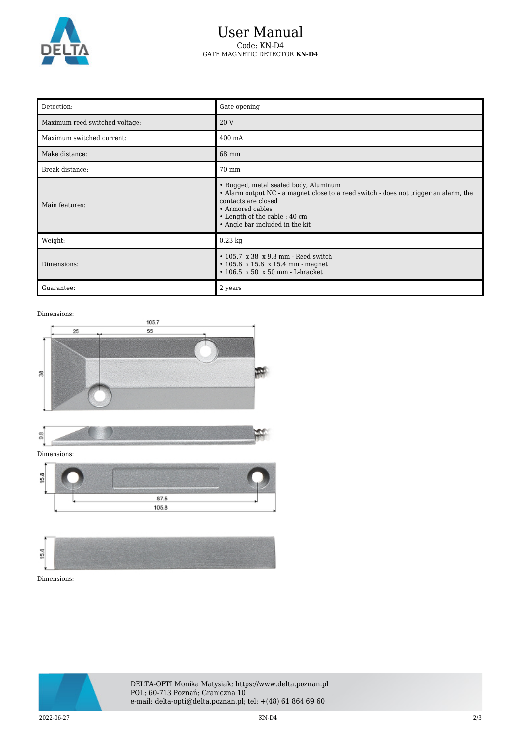# User Manual

Code: KN-D4

GATE MAGNETIC DETECTOR **KN-D4**

| | |
|---|---|
| Detection: | Gate opening |
| Maximum reed switched voltage: | 20 V |
| Maximum switched current: | 400 mA |
| Make distance: | 68 mm |
| Break distance: | 70 mm |
| Main features: | • Rugged, metal sealed body, Aluminum<br>• Alarm output NC - a magnet close to a reed switch - does not trigger an alarm, the contacts are closed<br>• Armored cables<br>• Length of the cable : 40 cm<br>• Angle bar included in the kit |
| Weight: | 0.23 kg |
| Dimensions: | • 105.7 x 38 x 9.8 mm - Reed switch<br>• 105.8 x 15.8 x 15.4 mm - magnet<br>• 106.5 x 50 x 50 mm - L-bracket |
| Guarantee: | 2 years |

Dimensions:

Dimensions:

Dimensions:

DELTA-OPTI Monika Matysiak; https://www.delta.poznan.pl
POL; 60-713 Poznań; Graniczna 10
e-mail: delta-opti@delta.poznan.pl; tel: +(48) 61 864 69 60

2022-06-27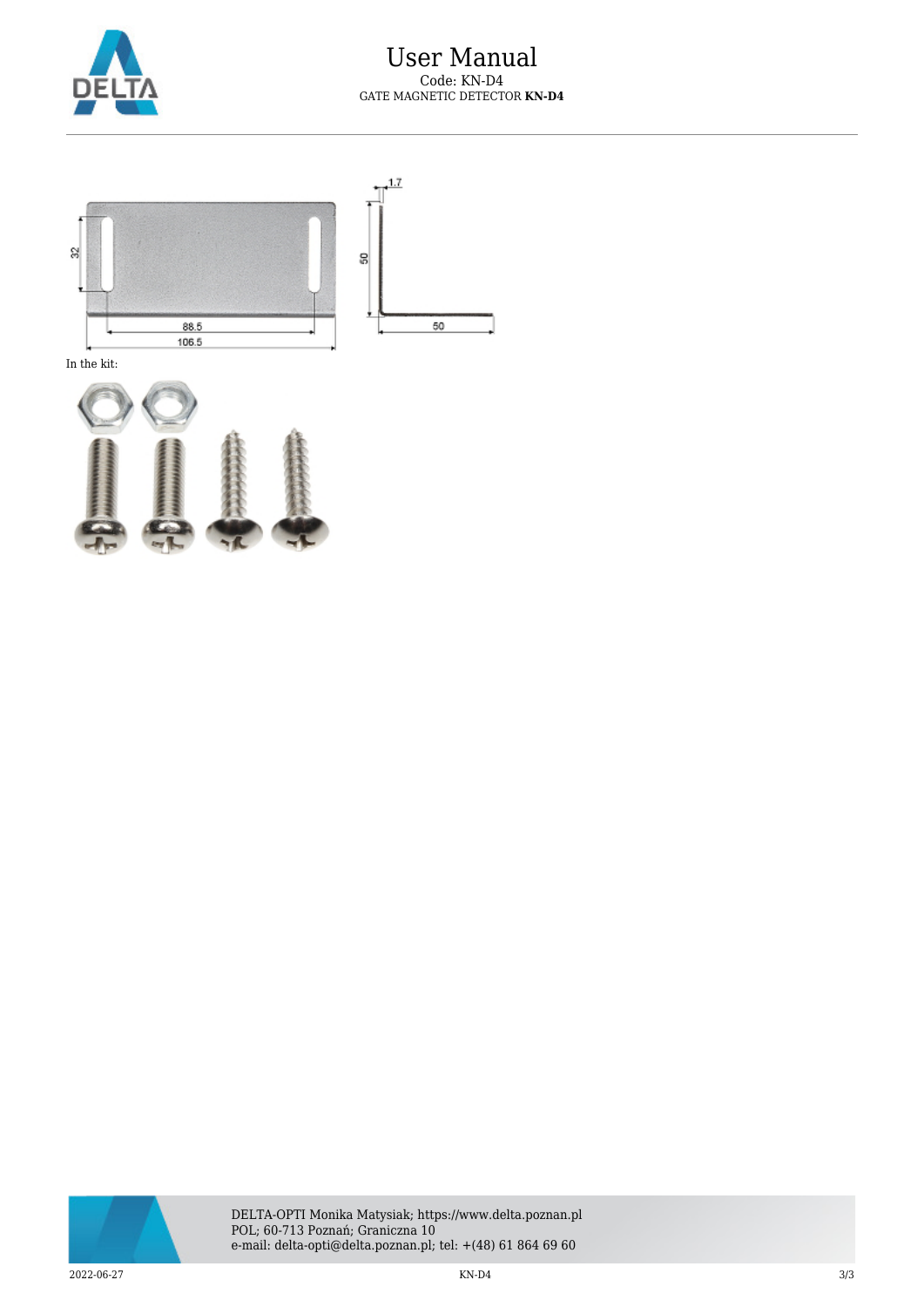32

88.5

106.5

1.7

50

50

In the kit: